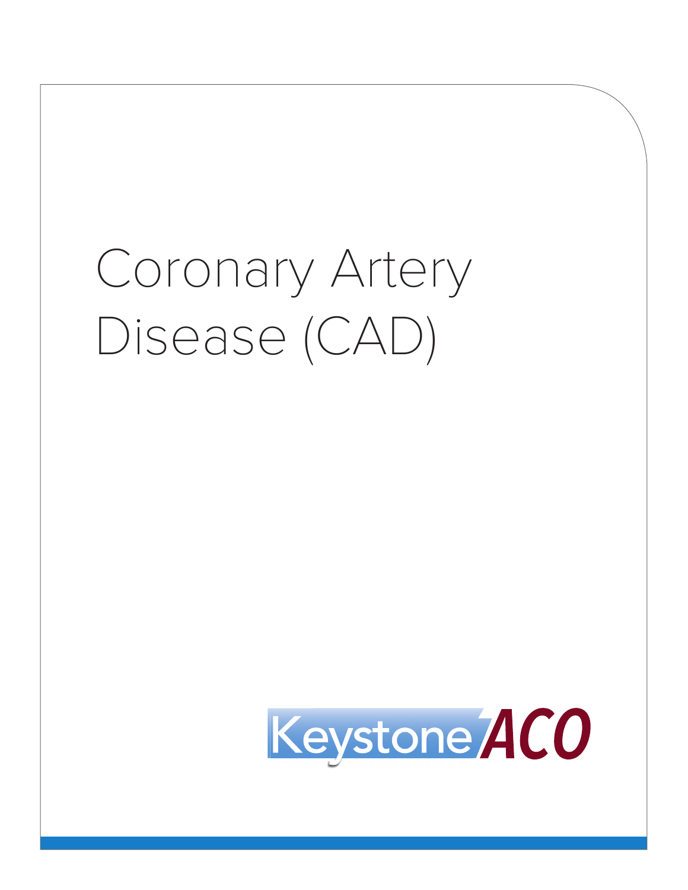# Coronary Artery Disease (CAD)

Keystone ACO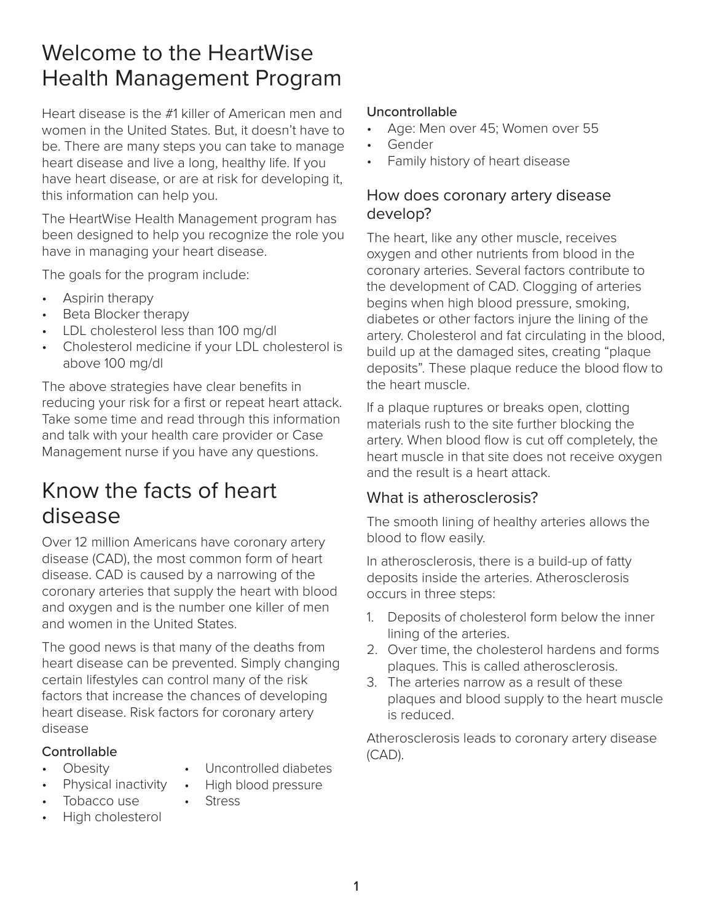# Welcome to the HeartWise Health Management Program

Heart disease is the #1 killer of American men and women in the United States. But, it doesn't have to be. There are many steps you can take to manage heart disease and live a long, healthy life. If you have heart disease, or are at risk for developing it, this information can help you.

The HeartWise Health Management program has been designed to help you recognize the role you have in managing your heart disease.

The goals for the program include:

- Aspirin therapy
- Beta Blocker therapy
- LDL cholesterol less than 100 mg/dl
- Cholesterol medicine if your LDL cholesterol is above 100 mg/dl

The above strategies have clear benefits in reducing your risk for a first or repeat heart attack. Take some time and read through this information and talk with your health care provider or Case Management nurse if you have any questions.

# Know the facts of heart disease

Over 12 million Americans have coronary artery disease (CAD), the most common form of heart disease. CAD is caused by a narrowing of the coronary arteries that supply the heart with blood and oxygen and is the number one killer of men and women in the United States.

The good news is that many of the deaths from heart disease can be prevented. Simply changing certain lifestyles can control many of the risk factors that increase the chances of developing heart disease. Risk factors for coronary artery disease

Controllable

- Obesity
- Physical inactivity
- Tobacco use
- High cholesterol
- Uncontrolled diabetes
- High blood pressure
- Stress

Uncontrollable

- Age: Men over 45; Women over 55
- Gender
- Family history of heart disease

## How does coronary artery disease develop?

The heart, like any other muscle, receives oxygen and other nutrients from blood in the coronary arteries. Several factors contribute to the development of CAD. Clogging of arteries begins when high blood pressure, smoking, diabetes or other factors injure the lining of the artery. Cholesterol and fat circulating in the blood, build up at the damaged sites, creating "plaque deposits". These plaque reduce the blood flow to the heart muscle.

If a plaque ruptures or breaks open, clotting materials rush to the site further blocking the artery. When blood flow is cut off completely, the heart muscle in that site does not receive oxygen and the result is a heart attack.

## What is atherosclerosis?

The smooth lining of healthy arteries allows the blood to flow easily.

In atherosclerosis, there is a build-up of fatty deposits inside the arteries. Atherosclerosis occurs in three steps:

1. Deposits of cholesterol form below the inner lining of the arteries.
2. Over time, the cholesterol hardens and forms plaques. This is called atherosclerosis.
3. The arteries narrow as a result of these plaques and blood supply to the heart muscle is reduced.

Atherosclerosis leads to coronary artery disease (CAD).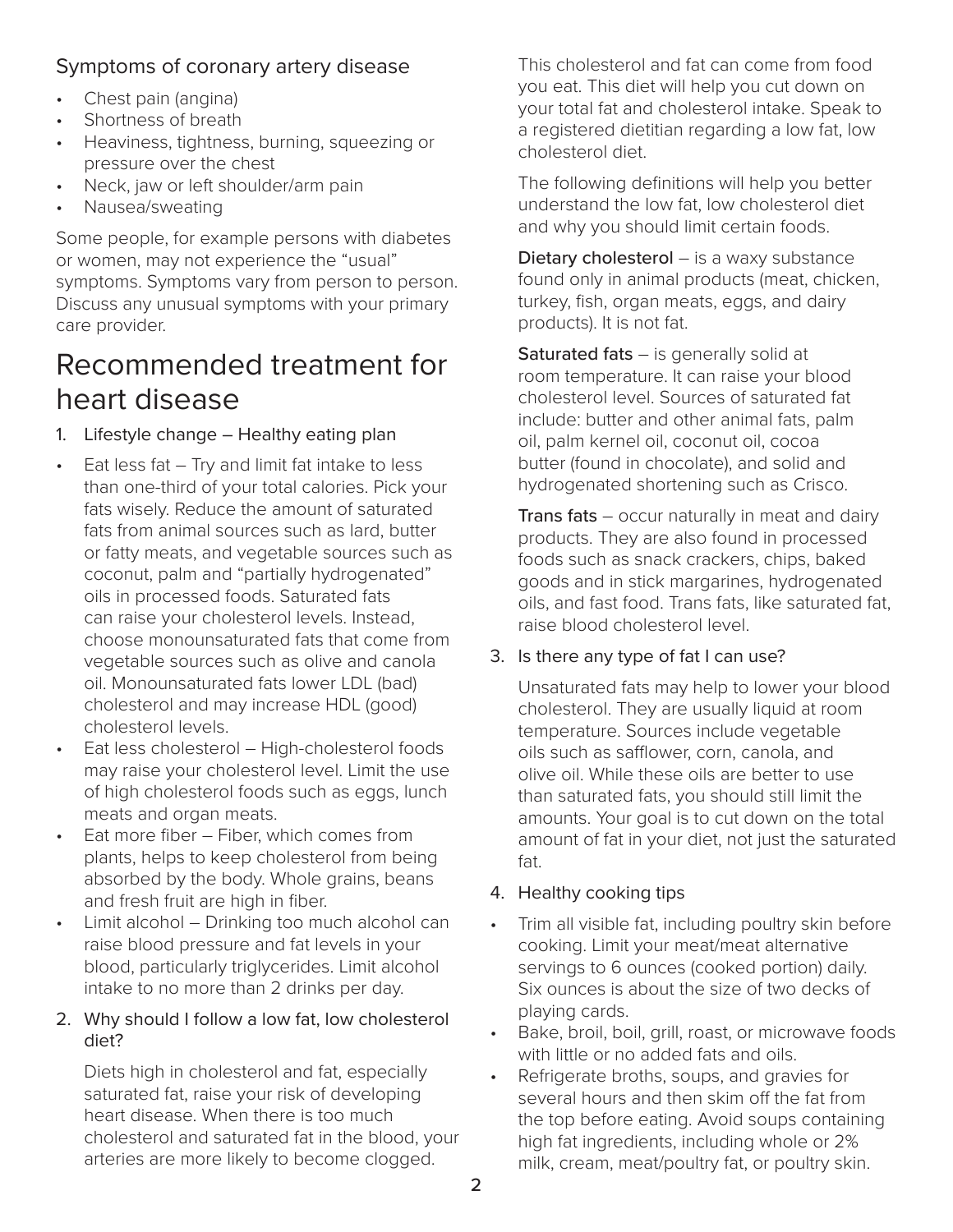### Symptoms of coronary artery disease

- Chest pain (angina)
- Shortness of breath
- Heaviness, tightness, burning, squeezing or pressure over the chest
- Neck, jaw or left shoulder/arm pain
- Nausea/sweating

Some people, for example persons with diabetes or women, may not experience the “usual” symptoms. Symptoms vary from person to person. Discuss any unusual symptoms with your primary care provider.

# Recommended treatment for heart disease

1. Lifestyle change – Healthy eating plan

- Eat less fat – Try and limit fat intake to less than one-third of your total calories. Pick your fats wisely. Reduce the amount of saturated fats from animal sources such as lard, butter or fatty meats, and vegetable sources such as coconut, palm and “partially hydrogenated” oils in processed foods. Saturated fats can raise your cholesterol levels. Instead, choose monounsaturated fats that come from vegetable sources such as olive and canola oil. Monounsaturated fats lower LDL (bad) cholesterol and may increase HDL (good) cholesterol levels.
- Eat less cholesterol – High-cholesterol foods may raise your cholesterol level. Limit the use of high cholesterol foods such as eggs, lunch meats and organ meats.
- Eat more fiber – Fiber, which comes from plants, helps to keep cholesterol from being absorbed by the body. Whole grains, beans and fresh fruit are high in fiber.
- Limit alcohol – Drinking too much alcohol can raise blood pressure and fat levels in your blood, particularly triglycerides. Limit alcohol intake to no more than 2 drinks per day.

2. Why should I follow a low fat, low cholesterol diet?

Diets high in cholesterol and fat, especially saturated fat, raise your risk of developing heart disease. When there is too much cholesterol and saturated fat in the blood, your arteries are more likely to become clogged.

This cholesterol and fat can come from food you eat. This diet will help you cut down on your total fat and cholesterol intake. Speak to a registered dietitian regarding a low fat, low cholesterol diet.

The following definitions will help you better understand the low fat, low cholesterol diet and why you should limit certain foods.

**Dietary cholesterol** – is a waxy substance found only in animal products (meat, chicken, turkey, fish, organ meats, eggs, and dairy products). It is not fat.

**Saturated fats** – is generally solid at room temperature. It can raise your blood cholesterol level. Sources of saturated fat include: butter and other animal fats, palm oil, palm kernel oil, coconut oil, cocoa butter (found in chocolate), and solid and hydrogenated shortening such as Crisco.

**Trans fats** – occur naturally in meat and dairy products. They are also found in processed foods such as snack crackers, chips, baked goods and in stick margarines, hydrogenated oils, and fast food. Trans fats, like saturated fat, raise blood cholesterol level.

3. Is there any type of fat I can use?

Unsaturated fats may help to lower your blood cholesterol. They are usually liquid at room temperature. Sources include vegetable oils such as safflower, corn, canola, and olive oil. While these oils are better to use than saturated fats, you should still limit the amounts. Your goal is to cut down on the total amount of fat in your diet, not just the saturated fat.

4. Healthy cooking tips

- Trim all visible fat, including poultry skin before cooking. Limit your meat/meat alternative servings to 6 ounces (cooked portion) daily. Six ounces is about the size of two decks of playing cards.
- Bake, broil, boil, grill, roast, or microwave foods with little or no added fats and oils.
- Refrigerate broths, soups, and gravies for several hours and then skim off the fat from the top before eating. Avoid soups containing high fat ingredients, including whole or 2% milk, cream, meat/poultry fat, or poultry skin.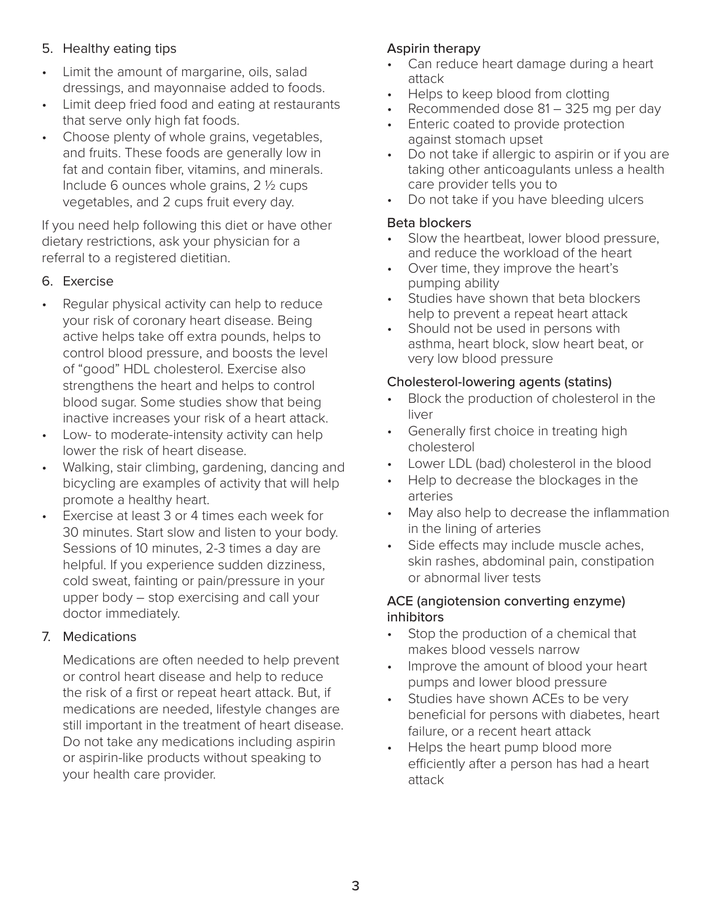5. Healthy eating tips

- Limit the amount of margarine, oils, salad dressings, and mayonnaise added to foods.
- Limit deep fried food and eating at restaurants that serve only high fat foods.
- Choose plenty of whole grains, vegetables, and fruits. These foods are generally low in fat and contain fiber, vitamins, and minerals. Include 6 ounces whole grains, 2 ½ cups vegetables, and 2 cups fruit every day.

If you need help following this diet or have other dietary restrictions, ask your physician for a referral to a registered dietitian.

6. Exercise

- Regular physical activity can help to reduce your risk of coronary heart disease. Being active helps take off extra pounds, helps to control blood pressure, and boosts the level of "good" HDL cholesterol. Exercise also strengthens the heart and helps to control blood sugar. Some studies show that being inactive increases your risk of a heart attack.
- Low- to moderate-intensity activity can help lower the risk of heart disease.
- Walking, stair climbing, gardening, dancing and bicycling are examples of activity that will help promote a healthy heart.
- Exercise at least 3 or 4 times each week for 30 minutes. Start slow and listen to your body. Sessions of 10 minutes, 2-3 times a day are helpful. If you experience sudden dizziness, cold sweat, fainting or pain/pressure in your upper body – stop exercising and call your doctor immediately.

7. Medications

   Medications are often needed to help prevent or control heart disease and help to reduce the risk of a first or repeat heart attack. But, if medications are needed, lifestyle changes are still important in the treatment of heart disease. Do not take any medications including aspirin or aspirin-like products without speaking to your health care provider.

Aspirin therapy

- Can reduce heart damage during a heart attack
- Helps to keep blood from clotting
- Recommended dose 81 – 325 mg per day
- Enteric coated to provide protection against stomach upset
- Do not take if allergic to aspirin or if you are taking other anticoagulants unless a health care provider tells you to
- Do not take if you have bleeding ulcers

Beta blockers

- Slow the heartbeat, lower blood pressure, and reduce the workload of the heart
- Over time, they improve the heart's pumping ability
- Studies have shown that beta blockers help to prevent a repeat heart attack
- Should not be used in persons with asthma, heart block, slow heart beat, or very low blood pressure

Cholesterol-lowering agents (statins)

- Block the production of cholesterol in the liver
- Generally first choice in treating high cholesterol
- Lower LDL (bad) cholesterol in the blood
- Help to decrease the blockages in the arteries
- May also help to decrease the inflammation in the lining of arteries
- Side effects may include muscle aches, skin rashes, abdominal pain, constipation or abnormal liver tests

ACE (angiotension converting enzyme) inhibitors

- Stop the production of a chemical that makes blood vessels narrow
- Improve the amount of blood your heart pumps and lower blood pressure
- Studies have shown ACEs to be very beneficial for persons with diabetes, heart failure, or a recent heart attack
- Helps the heart pump blood more efficiently after a person has had a heart attack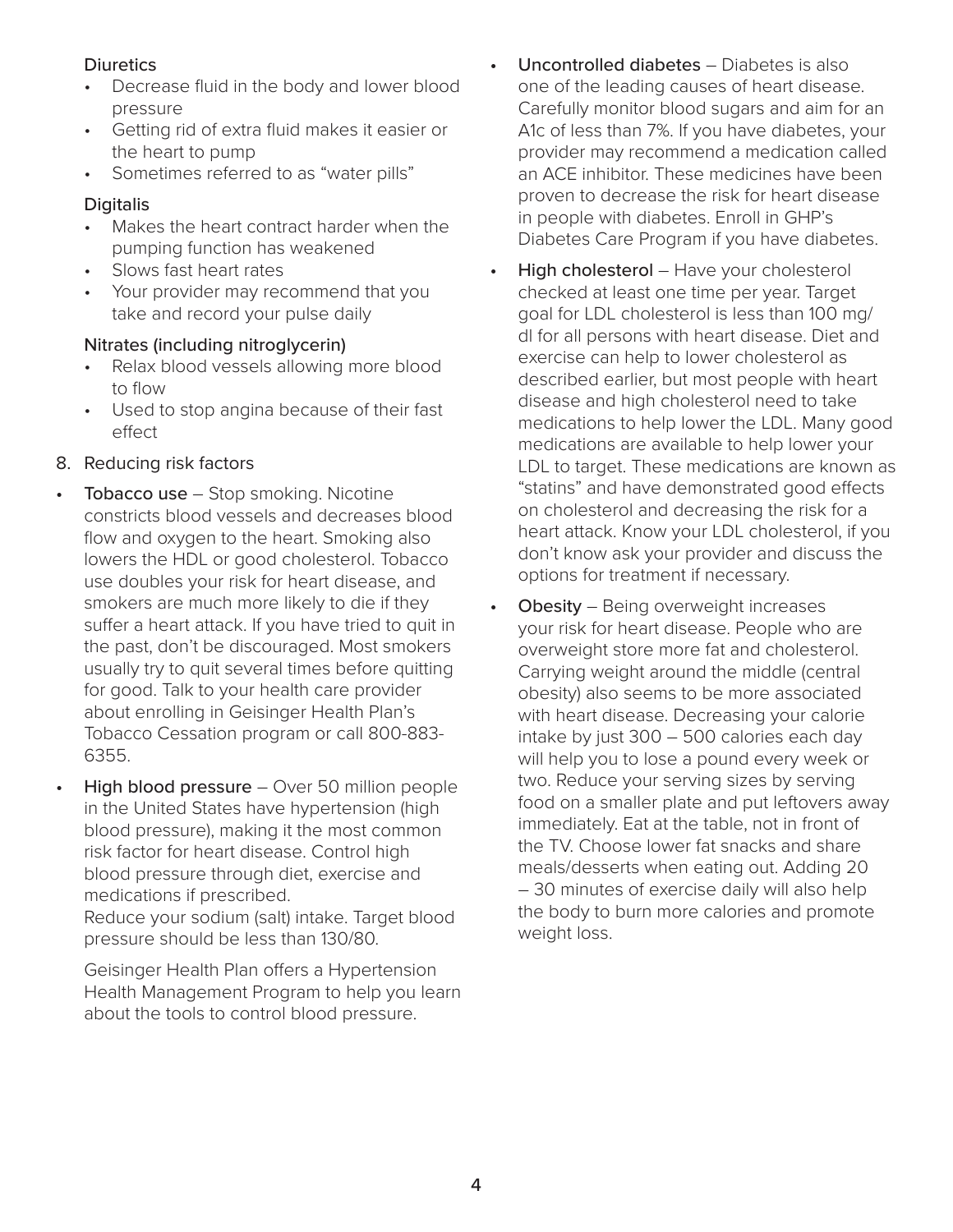Diuretics

- Decrease fluid in the body and lower blood pressure
- Getting rid of extra fluid makes it easier or the heart to pump
- Sometimes referred to as "water pills"

Digitalis

- Makes the heart contract harder when the pumping function has weakened
- Slows fast heart rates
- Your provider may recommend that you take and record your pulse daily

Nitrates (including nitroglycerin)

- Relax blood vessels allowing more blood to flow
- Used to stop angina because of their fast effect

8. Reducing risk factors

- **Tobacco use** – Stop smoking. Nicotine constricts blood vessels and decreases blood flow and oxygen to the heart. Smoking also lowers the HDL or good cholesterol. Tobacco use doubles your risk for heart disease, and smokers are much more likely to die if they suffer a heart attack. If you have tried to quit in the past, don't be discouraged. Most smokers usually try to quit several times before quitting for good. Talk to your health care provider about enrolling in Geisinger Health Plan's Tobacco Cessation program or call 800-883-6355.
- **High blood pressure** – Over 50 million people in the United States have hypertension (high blood pressure), making it the most common risk factor for heart disease. Control high blood pressure through diet, exercise and medications if prescribed.
  Reduce your sodium (salt) intake. Target blood pressure should be less than 130/80.

  Geisinger Health Plan offers a Hypertension Health Management Program to help you learn about the tools to control blood pressure.
- **Uncontrolled diabetes** – Diabetes is also one of the leading causes of heart disease. Carefully monitor blood sugars and aim for an A1c of less than 7%. If you have diabetes, your provider may recommend a medication called an ACE inhibitor. These medicines have been proven to decrease the risk for heart disease in people with diabetes. Enroll in GHP's Diabetes Care Program if you have diabetes.
- **High cholesterol** – Have your cholesterol checked at least one time per year. Target goal for LDL cholesterol is less than 100 mg/dl for all persons with heart disease. Diet and exercise can help to lower cholesterol as described earlier, but most people with heart disease and high cholesterol need to take medications to help lower the LDL. Many good medications are available to help lower your LDL to target. These medications are known as "statins" and have demonstrated good effects on cholesterol and decreasing the risk for a heart attack. Know your LDL cholesterol, if you don't know ask your provider and discuss the options for treatment if necessary.
- **Obesity** – Being overweight increases your risk for heart disease. People who are overweight store more fat and cholesterol. Carrying weight around the middle (central obesity) also seems to be more associated with heart disease. Decreasing your calorie intake by just 300 – 500 calories each day will help you to lose a pound every week or two. Reduce your serving sizes by serving food on a smaller plate and put leftovers away immediately. Eat at the table, not in front of the TV. Choose lower fat snacks and share meals/desserts when eating out. Adding 20 – 30 minutes of exercise daily will also help the body to burn more calories and promote weight loss.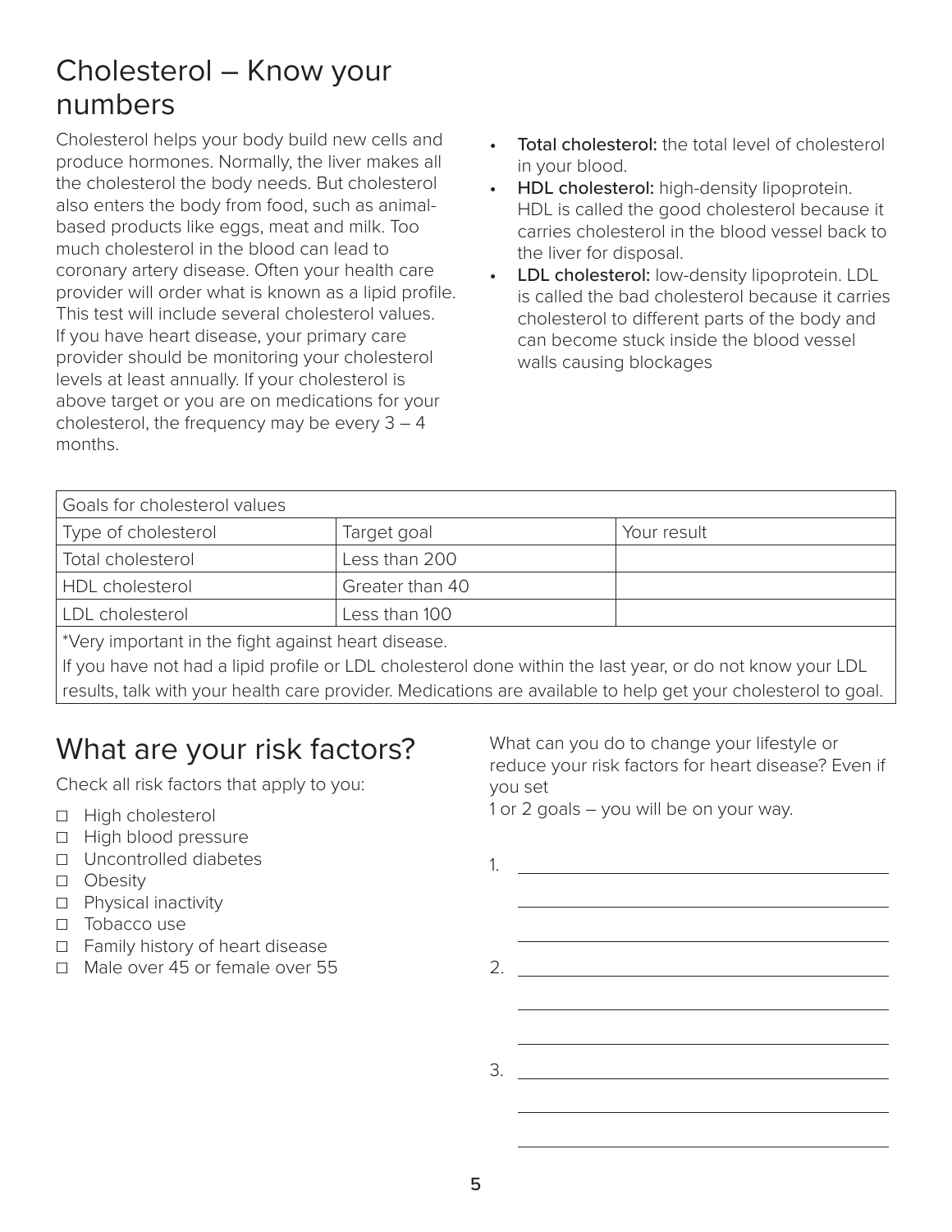## Cholesterol – Know your numbers

Cholesterol helps your body build new cells and produce hormones. Normally, the liver makes all the cholesterol the body needs. But cholesterol also enters the body from food, such as animal-based products like eggs, meat and milk. Too much cholesterol in the blood can lead to coronary artery disease. Often your health care provider will order what is known as a lipid profile. This test will include several cholesterol values. If you have heart disease, your primary care provider should be monitoring your cholesterol levels at least annually. If your cholesterol is above target or you are on medications for your cholesterol, the frequency may be every 3 – 4 months.

- **Total cholesterol:** the total level of cholesterol in your blood.
- **HDL cholesterol:** high-density lipoprotein. HDL is called the good cholesterol because it carries cholesterol in the blood vessel back to the liver for disposal.
- **LDL cholesterol:** low-density lipoprotein. LDL is called the bad cholesterol because it carries cholesterol to different parts of the body and can become stuck inside the blood vessel walls causing blockages

| Goals for cholesterol values | | |
|---|---|---|
| Type of cholesterol | Target goal | Your result |
| Total cholesterol | Less than 200 | |
| HDL cholesterol | Greater than 40 | |
| LDL cholesterol | Less than 100 | |

*Very important in the fight against heart disease.

If you have not had a lipid profile or LDL cholesterol done within the last year, or do not know your LDL results, talk with your health care provider. Medications are available to help get your cholesterol to goal.

## What are your risk factors?

Check all risk factors that apply to you:

- ☐ High cholesterol
- ☐ High blood pressure
- ☐ Uncontrolled diabetes
- ☐ Obesity
- ☐ Physical inactivity
- ☐ Tobacco use
- ☐ Family history of heart disease
- ☐ Male over 45 or female over 55

What can you do to change your lifestyle or reduce your risk factors for heart disease? Even if you set 1 or 2 goals – you will be on your way.

1. ______________________________

2. ______________________________

3. ______________________________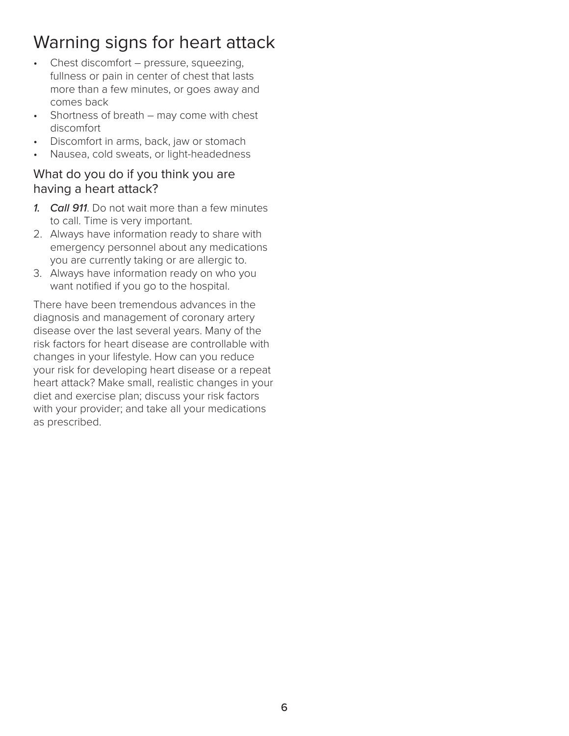# Warning signs for heart attack

- Chest discomfort – pressure, squeezing, fullness or pain in center of chest that lasts more than a few minutes, or goes away and comes back
- Shortness of breath – may come with chest discomfort
- Discomfort in arms, back, jaw or stomach
- Nausea, cold sweats, or light-headedness

## What do you do if you think you are having a heart attack?

1. ***Call 911***. Do not wait more than a few minutes to call. Time is very important.
2. Always have information ready to share with emergency personnel about any medications you are currently taking or are allergic to.
3. Always have information ready on who you want notified if you go to the hospital.

There have been tremendous advances in the diagnosis and management of coronary artery disease over the last several years. Many of the risk factors for heart disease are controllable with changes in your lifestyle. How can you reduce your risk for developing heart disease or a repeat heart attack? Make small, realistic changes in your diet and exercise plan; discuss your risk factors with your provider; and take all your medications as prescribed.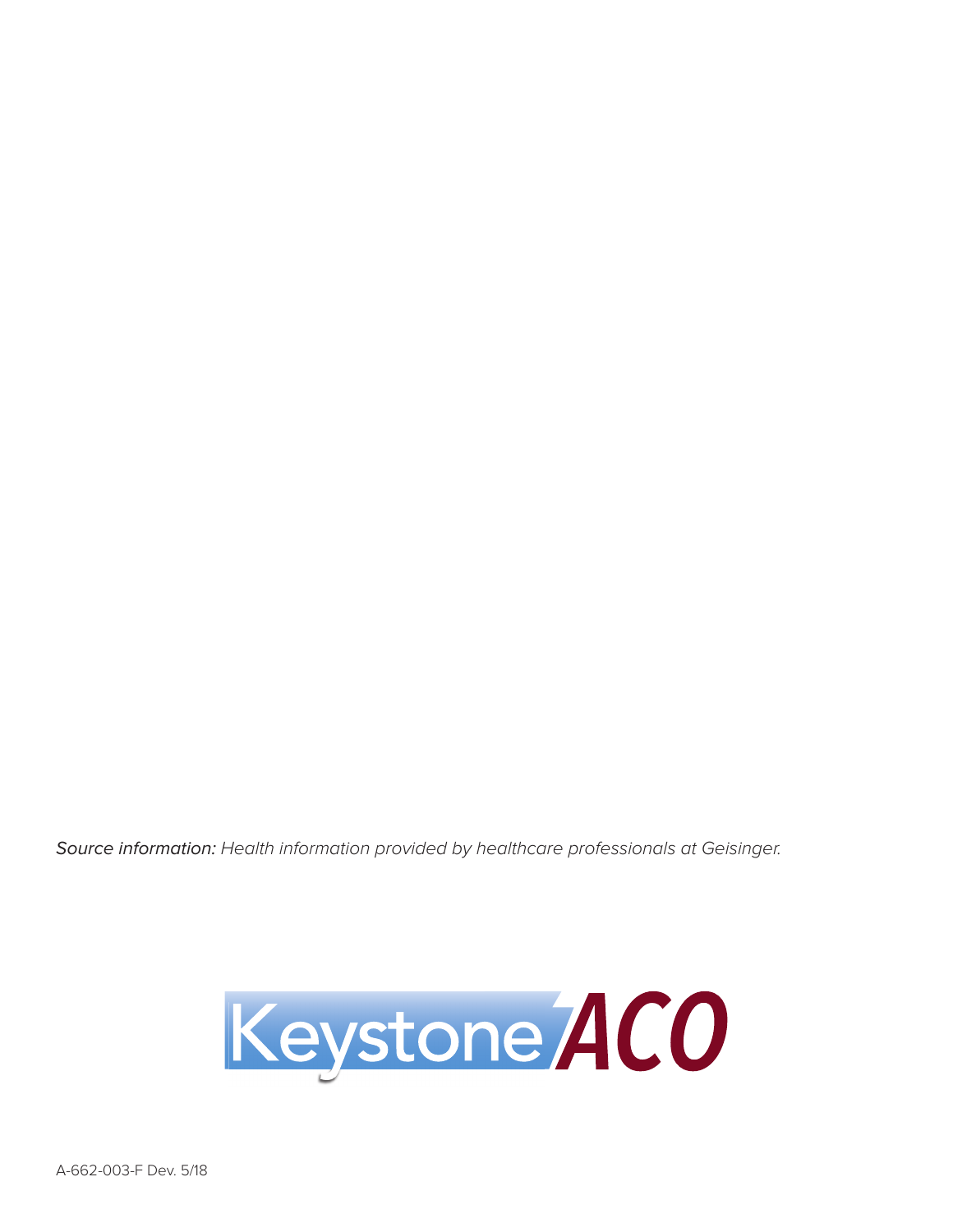*Source information: Health information provided by healthcare professionals at Geisinger.*

Keystone ACO

A-662-003-F Dev. 5/18